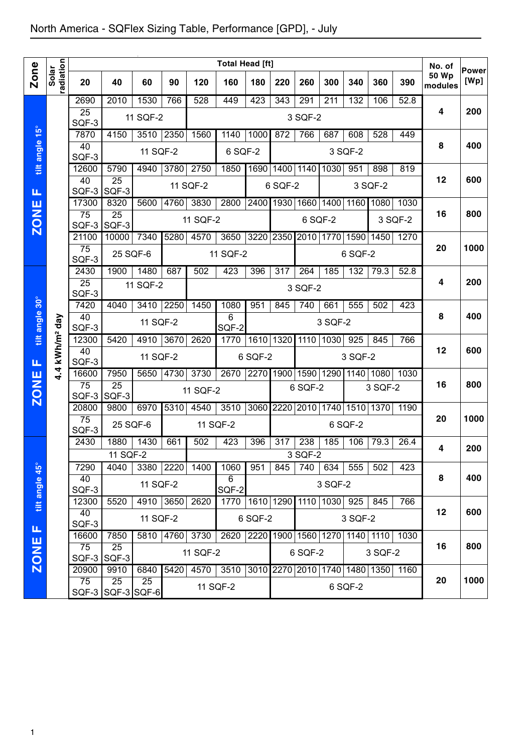# North America - SQFlex Sizing Table, Performance [GPD], - July

| Zone | Solar radiation | Total Head [ft] 20 | 40 | 60 | 90 | 120 | 160 | 180 | 220 | 260 | 300 | 340 | 360 | 390 | No. of 50 Wp modules | Power [Wp] |
|---|---|---|---|---|---|---|---|---|---|---|---|---|---|---|---|---|
| ZONE F tilt angle 15° | 4.4 kWh/m² day | 2690 | 2010 | 1530 | 766 | 528 | 449 | 423 | 343 | 291 | 211 | 132 | 106 | 52.8 | 4 | 200 |
| | | 25 SQF-3 | 11 SQF-2 | | | 3 SQF-2 | | | | | | | | | | |
| | | 7870 | 4150 | 3510 | 2350 | 1560 | 1140 | 1000 | 872 | 766 | 687 | 608 | 528 | 449 | 8 | 400 |
| | | 40 SQF-3 | 11 SQF-2 | | | | 6 SQF-2 | | 3 SQF-2 | | | | | | | |
| | | 12600 | 5790 | 4940 | 3780 | 2750 | 1850 | 1690 | 1400 | 1140 | 1030 | 951 | 898 | 819 | 12 | 600 |
| | | 40 SQF-3 | 25 SQF-3 | 11 SQF-2 | | | | 6 SQF-2 | | | 3 SQF-2 | | | | | |
| | | 17300 | 8320 | 5600 | 4760 | 3830 | 2800 | 2400 | 1930 | 1660 | 1400 | 1160 | 1080 | 1030 | 16 | 800 |
| | | 75 SQF-3 | 25 SQF-3 | 11 SQF-2 | | | | | 6 SQF-2 | | | | 3 SQF-2 | | | |
| | | 21100 | 10000 | 7340 | 5280 | 4570 | 3650 | 3220 | 2350 | 2010 | 1770 | 1590 | 1450 | 1270 | 20 | 1000 |
| | | 75 SQF-3 | 25 SQF-6 | | 11 SQF-2 | | | | | 6 SQF-2 | | | | | | |
| ZONE F tilt angle 30° | 4.4 kWh/m² day | 2430 | 1900 | 1480 | 687 | 502 | 423 | 396 | 317 | 264 | 185 | 132 | 79.3 | 52.8 | 4 | 200 |
| | | 25 SQF-3 | 11 SQF-2 | | | 3 SQF-2 | | | | | | | | | | |
| | | 7420 | 4040 | 3410 | 2250 | 1450 | 1080 | 951 | 845 | 740 | 661 | 555 | 502 | 423 | 8 | 400 |
| | | 40 SQF-3 | 11 SQF-2 | | | | 6 SQF-2 | 3 SQF-2 | | | | | | | | |
| | | 12300 | 5420 | 4910 | 3670 | 2620 | 1770 | 1610 | 1320 | 1110 | 1030 | 925 | 845 | 766 | 12 | 600 |
| | | 40 SQF-3 | 11 SQF-2 | | | | 6 SQF-2 | | | 3 SQF-2 | | | | | | |
| | | 16600 | 7950 | 5650 | 4730 | 3730 | 2670 | 2270 | 1900 | 1590 | 1290 | 1140 | 1080 | 1030 | 16 | 800 |
| | | 75 SQF-3 | 25 SQF-3 | 11 SQF-2 | | | | | 6 SQF-2 | | | 3 SQF-2 | | | | |
| | | 20800 | 9800 | 6970 | 5310 | 4540 | 3510 | 3060 | 2220 | 2010 | 1740 | 1510 | 1370 | 1190 | 20 | 1000 |
| | | 75 SQF-3 | 25 SQF-6 | | 11 SQF-2 | | | | 6 SQF-2 | | | | | | | |
| ZONE F tilt angle 45° | 4.4 kWh/m² day | 2430 | 1880 | 1430 | 661 | 502 | 423 | 396 | 317 | 238 | 185 | 106 | 79.3 | 26.4 | 4 | 200 |
| | | 11 SQF-2 | | | | 3 SQF-2 | | | | | | | | | | |
| | | 7290 | 4040 | 3380 | 2220 | 1400 | 1060 | 951 | 845 | 740 | 634 | 555 | 502 | 423 | 8 | 400 |
| | | 40 SQF-3 | 11 SQF-2 | | | | 6 SQF-2 | 3 SQF-2 | | | | | | | | |
| | | 12300 | 5520 | 4910 | 3650 | 2620 | 1770 | 1610 | 1290 | 1110 | 1030 | 925 | 845 | 766 | 12 | 600 |
| | | 40 SQF-3 | 11 SQF-2 | | | | 6 SQF-2 | | | 3 SQF-2 | | | | | | |
| | | 16600 | 7850 | 5810 | 4760 | 3730 | 2620 | 2220 | 1900 | 1560 | 1270 | 1140 | 1110 | 1030 | 16 | 800 |
| | | 75 SQF-3 | 25 SQF-3 | 11 SQF-2 | | | | | 6 SQF-2 | | | 3 SQF-2 | | | | |
| | | 20900 | 9910 | 6840 | 5420 | 4570 | 3510 | 3010 | 2270 | 2010 | 1740 | 1480 | 1350 | 1160 | 20 | 1000 |
| | | 75 SQF-3 | 25 SQF-3 | 25 SQF-6 | 11 SQF-2 | | | | 6 SQF-2 | | | | | | | |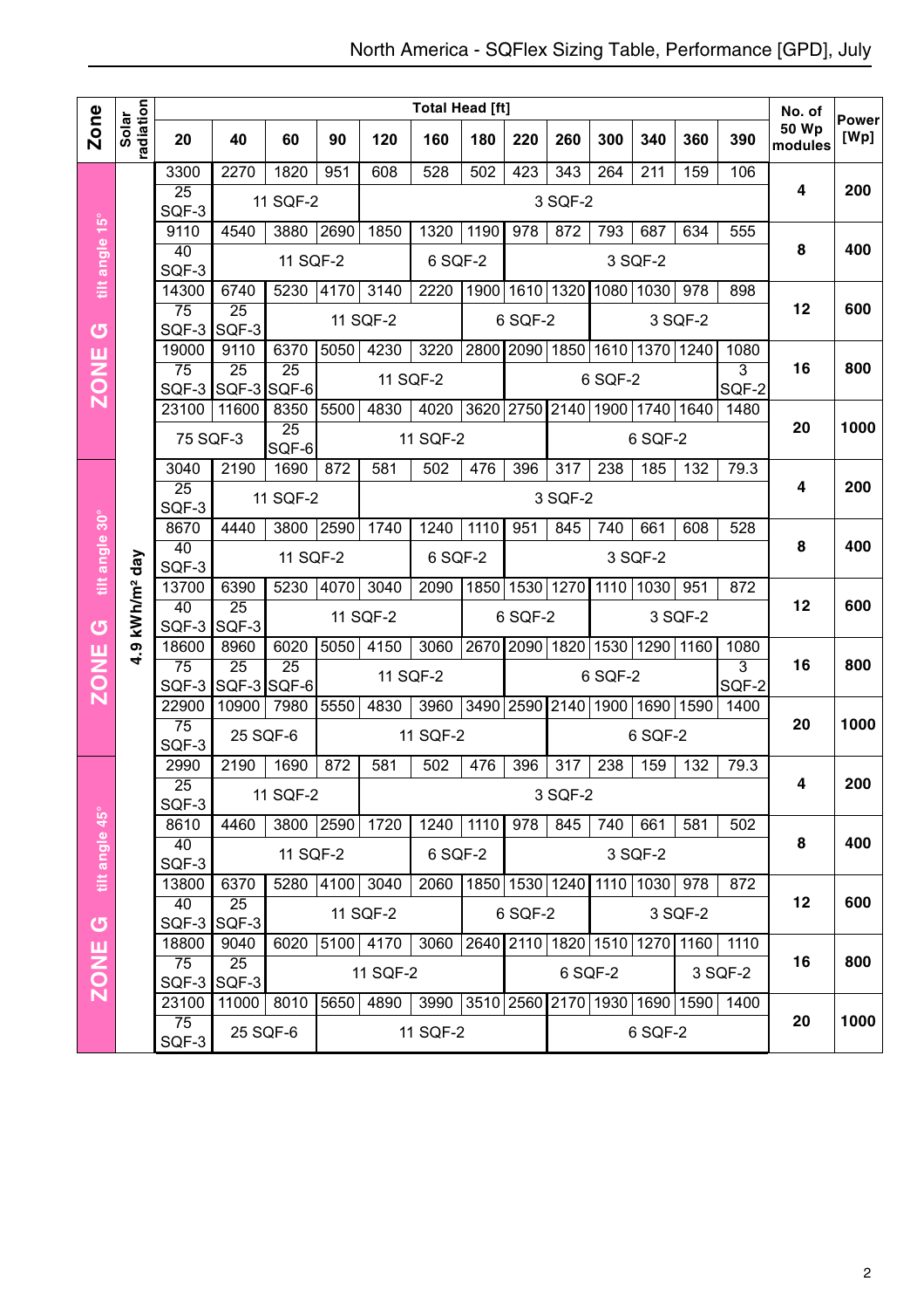# North America - SQFlex Sizing Table, Performance [GPD], July

| Zone | Solar radiation | Total Head [ft] 20 | 40 | 60 | 90 | 120 | 160 | 180 | 220 | 260 | 300 | 340 | 360 | 390 | No. of 50 Wp modules | Power [Wp] |
|---|---|---|---|---|---|---|---|---|---|---|---|---|---|---|---|---|
| ZONE G tilt angle 15° | 4.9 kWh/m² day | 3300 | 2270 | 1820 | 951 | 608 | 528 | 502 | 423 | 343 | 264 | 211 | 159 | 106 | 4 | 200 |
| | | 25 SQF-3 | 11 SQF-2 | | | 3 SQF-2 | | | | | | | | | | |
| | | 9110 | 4540 | 3880 | 2690 | 1850 | 1320 | 1190 | 978 | 872 | 793 | 687 | 634 | 555 | 8 | 400 |
| | | 40 SQF-3 | 11 SQF-2 | | | | 6 SQF-2 | | 3 SQF-2 | | | | | | | |
| | | 14300 | 6740 | 5230 | 4170 | 3140 | 2220 | 1900 | 1610 | 1320 | 1080 | 1030 | 978 | 898 | 12 | 600 |
| | | 75 SQF-3 | 25 SQF-3 | 11 SQF-2 | | | | 6 SQF-2 | | | 3 SQF-2 | | | | | |
| | | 19000 | 9110 | 6370 | 5050 | 4230 | 3220 | 2800 | 2090 | 1850 | 1610 | 1370 | 1240 | 1080 | 16 | 800 |
| | | 75 SQF-3 | 25 SQF-3 | 25 SQF-6 | 11 SQF-2 | | | | 6 SQF-2 | | | | | 3 SQF-2 | | |
| | | 23100 | 11600 | 8350 | 5500 | 4830 | 4020 | 3620 | 2750 | 2140 | 1900 | 1740 | 1640 | 1480 | 20 | 1000 |
| | | 75 SQF-3 | | 25 SQF-6 | 11 SQF-2 | | | | | 6 SQF-2 | | | | | | |
| ZONE G tilt angle 30° | 4.9 kWh/m² day | 3040 | 2190 | 1690 | 872 | 581 | 502 | 476 | 396 | 317 | 238 | 185 | 132 | 79.3 | 4 | 200 |
| | | 25 SQF-3 | 11 SQF-2 | | | 3 SQF-2 | | | | | | | | | | |
| | | 8670 | 4440 | 3800 | 2590 | 1740 | 1240 | 1110 | 951 | 845 | 740 | 661 | 608 | 528 | 8 | 400 |
| | | 40 SQF-3 | 11 SQF-2 | | | | 6 SQF-2 | | 3 SQF-2 | | | | | | | |
| | | 13700 | 6390 | 5230 | 4070 | 3040 | 2090 | 1850 | 1530 | 1270 | 1110 | 1030 | 951 | 872 | 12 | 600 |
| | | 40 SQF-3 | 25 SQF-3 | 11 SQF-2 | | | | 6 SQF-2 | | | 3 SQF-2 | | | | | |
| | | 18600 | 8960 | 6020 | 5050 | 4150 | 3060 | 2670 | 2090 | 1820 | 1530 | 1290 | 1160 | 1080 | 16 | 800 |
| | | 75 SQF-3 | 25 SQF-3 | 25 SQF-6 | 11 SQF-2 | | | | 6 SQF-2 | | | | | 3 SQF-2 | | |
| | | 22900 | 10900 | 7980 | 5550 | 4830 | 3960 | 3490 | 2590 | 2140 | 1900 | 1690 | 1590 | 1400 | 20 | 1000 |
| | | 75 SQF-3 | 25 SQF-6 | | 11 SQF-2 | | | | | 6 SQF-2 | | | | | | |
| ZONE G tilt angle 45° | 4.9 kWh/m² day | 2990 | 2190 | 1690 | 872 | 581 | 502 | 476 | 396 | 317 | 238 | 159 | 132 | 79.3 | 4 | 200 |
| | | 25 SQF-3 | 11 SQF-2 | | | 3 SQF-2 | | | | | | | | | | |
| | | 8610 | 4460 | 3800 | 2590 | 1720 | 1240 | 1110 | 978 | 845 | 740 | 661 | 581 | 502 | 8 | 400 |
| | | 40 SQF-3 | 11 SQF-2 | | | | 6 SQF-2 | | 3 SQF-2 | | | | | | | |
| | | 13800 | 6370 | 5280 | 4100 | 3040 | 2060 | 1850 | 1530 | 1240 | 1110 | 1030 | 978 | 872 | 12 | 600 |
| | | 40 SQF-3 | 25 SQF-3 | 11 SQF-2 | | | | 6 SQF-2 | | | 3 SQF-2 | | | | | |
| | | 18800 | 9040 | 6020 | 5100 | 4170 | 3060 | 2640 | 2110 | 1820 | 1510 | 1270 | 1160 | 1110 | 16 | 800 |
| | | 75 SQF-3 | 25 SQF-3 | 11 SQF-2 | | | | | 6 SQF-2 | | | | 3 SQF-2 | | | |
| | | 23100 | 11000 | 8010 | 5650 | 4890 | 3990 | 3510 | 2560 | 2170 | 1930 | 1690 | 1590 | 1400 | 20 | 1000 |
| | | 75 SQF-3 | 25 SQF-6 | | 11 SQF-2 | | | | | 6 SQF-2 | | | | | | |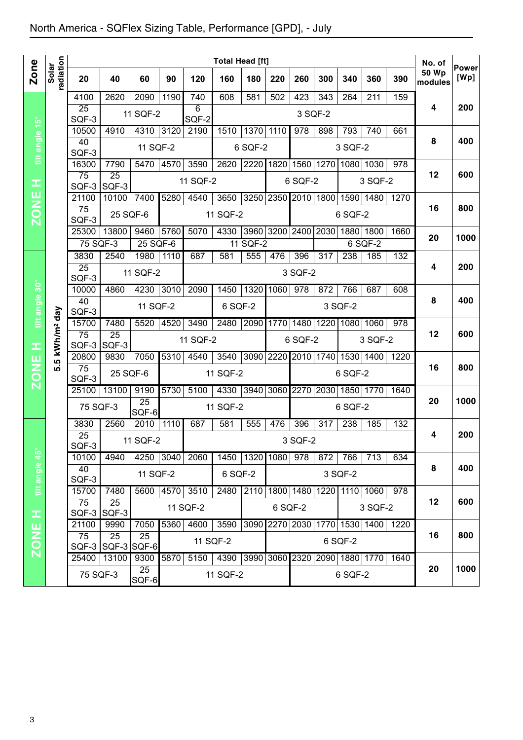# North America - SQFlex Sizing Table, Performance [GPD], - July

| Zone | Solar radiation | Total Head [ft] 20 | 40 | 60 | 90 | 120 | 160 | 180 | 220 | 260 | 300 | 340 | 360 | 390 | No. of 50 Wp modules | Power [Wp] |
|---|---|---|---|---|---|---|---|---|---|---|---|---|---|---|---|---|
| ZONE H tilt angle 15° | 5.5 kWh/m² day | 4100 | 2620 | 2090 | 1190 | 740 | 608 | 581 | 502 | 423 | 343 | 264 | 211 | 159 | 4 | 200 |
| | | 25 SQF-3 | 11 SQF-2 | | | 6 SQF-2 | 3 SQF-2 | | | | | | | | | |
| | | 10500 | 4910 | 4310 | 3120 | 2190 | 1510 | 1370 | 1110 | 978 | 898 | 793 | 740 | 661 | 8 | 400 |
| | | 40 SQF-3 | 11 SQF-2 | | | | 6 SQF-2 | | | 3 SQF-2 | | | | | | |
| | | 16300 | 7790 | 5470 | 4570 | 3590 | 2620 | 2220 | 1820 | 1560 | 1270 | 1080 | 1030 | 978 | 12 | 600 |
| | | 75 SQF-3 | 25 SQF-3 | 11 SQF-2 | | | | | 6 SQF-2 | | | 3 SQF-2 | | | | |
| | | 21100 | 10100 | 7400 | 5280 | 4540 | 3650 | 3250 | 2350 | 2010 | 1800 | 1590 | 1480 | 1270 | 16 | 800 |
| | | 75 SQF-3 | 25 SQF-6 | | 11 SQF-2 | | | | | 6 SQF-2 | | | | | | |
| | | 25300 | 13800 | 9460 | 5760 | 5070 | 4330 | 3960 | 3200 | 2400 | 2030 | 1880 | 1800 | 1660 | 20 | 1000 |
| | | 75 SQF-3 | | 25 SQF-6 | | 11 SQF-2 | | | | | 6 SQF-2 | | | | | |
| ZONE H tilt angle 30° | 5.5 kWh/m² day | 3830 | 2540 | 1980 | 1110 | 687 | 581 | 555 | 476 | 396 | 317 | 238 | 185 | 132 | 4 | 200 |
| | | 25 SQF-3 | 11 SQF-2 | | | 3 SQF-2 | | | | | | | | | | |
| | | 10000 | 4860 | 4230 | 3010 | 2090 | 1450 | 1320 | 1060 | 978 | 872 | 766 | 687 | 608 | 8 | 400 |
| | | 40 SQF-3 | 11 SQF-2 | | | | 6 SQF-2 | | 3 SQF-2 | | | | | | | |
| | | 15700 | 7480 | 5520 | 4520 | 3490 | 2480 | 2090 | 1770 | 1480 | 1220 | 1080 | 1060 | 978 | 12 | 600 |
| | | 75 SQF-3 | 25 SQF-3 | 11 SQF-2 | | | | | 6 SQF-2 | | | 3 SQF-2 | | | | |
| | | 20800 | 9830 | 7050 | 5310 | 4540 | 3540 | 3090 | 2220 | 2010 | 1740 | 1530 | 1400 | 1220 | 16 | 800 |
| | | 75 SQF-3 | 25 SQF-6 | | 11 SQF-2 | | | | | 6 SQF-2 | | | | | | |
| | | 25100 | 13100 | 9190 | 5730 | 5100 | 4330 | 3940 | 3060 | 2270 | 2030 | 1850 | 1770 | 1640 | 20 | 1000 |
| | | 75 SQF-3 | | 25 SQF-6 | 11 SQF-2 | | | | | 6 SQF-2 | | | | | | |
| ZONE H tilt angle 45° | 5.5 kWh/m² day | 3830 | 2560 | 2010 | 1110 | 687 | 581 | 555 | 476 | 396 | 317 | 238 | 185 | 132 | 4 | 200 |
| | | 25 SQF-3 | 11 SQF-2 | | | 3 SQF-2 | | | | | | | | | | |
| | | 10100 | 4940 | 4250 | 3040 | 2060 | 1450 | 1320 | 1080 | 978 | 872 | 766 | 713 | 634 | 8 | 400 |
| | | 40 SQF-3 | 11 SQF-2 | | | | 6 SQF-2 | | 3 SQF-2 | | | | | | | |
| | | 15700 | 7480 | 5600 | 4570 | 3510 | 2480 | 2110 | 1800 | 1480 | 1220 | 1110 | 1060 | 978 | 12 | 600 |
| | | 75 SQF-3 | 25 SQF-3 | 11 SQF-2 | | | | 6 SQF-2 | | | | 3 SQF-2 | | | | |
| | | 21100 | 9990 | 7050 | 5360 | 4600 | 3590 | 3090 | 2270 | 2030 | 1770 | 1530 | 1400 | 1220 | 16 | 800 |
| | | 75 SQF-3 | 25 SQF-3 | 25 SQF-6 | 11 SQF-2 | | | | 6 SQF-2 | | | | | | | |
| | | 25400 | 13100 | 9300 | 5870 | 5150 | 4390 | 3990 | 3060 | 2320 | 2090 | 1880 | 1770 | 1640 | 20 | 1000 |
| | | 75 SQF-3 | | 25 SQF-6 | 11 SQF-2 | | | | | 6 SQF-2 | | | | | | |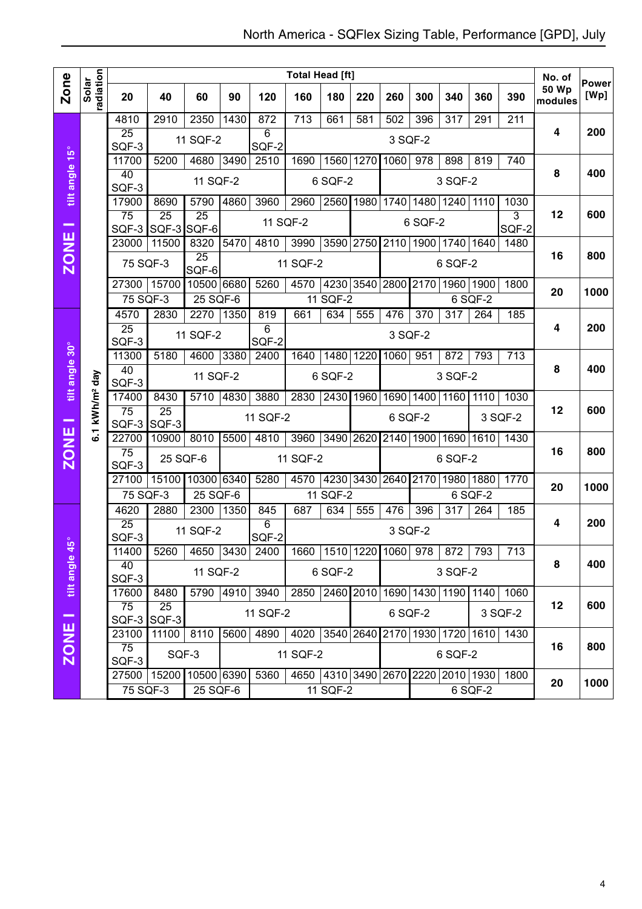# North America - SQFlex Sizing Table, Performance [GPD], July

| Zone | Solar radiation | 20 | 40 | 60 | 90 | 120 | 160 | 180 | 220 | 260 | 300 | 340 | 360 | 390 | No. of 50 Wp modules | Power [Wp] |
|---|---|---|---|---|---|---|---|---|---|---|---|---|---|---|---|---|
| | | **Total Head [ft]** | | | | | | | | | | | | | | |
| ZONE I tilt angle 15° | 6.1 kWh/m² day | 4810 | 2910 | 2350 | 1430 | 872 | 713 | 661 | 581 | 502 | 396 | 317 | 291 | 211 | 4 | 200 |
| | | 25 SQF-3 | 11 SQF-2 | | | 6 SQF-2 | 3 SQF-2 | | | | | | | | | |
| | | 11700 | 5200 | 4680 | 3490 | 2510 | 1690 | 1560 | 1270 | 1060 | 978 | 898 | 819 | 740 | 8 | 400 |
| | | 40 SQF-3 | 11 SQF-2 | | | | 6 SQF-2 | | | 3 SQF-2 | | | | | | |
| | | 17900 | 8690 | 5790 | 4860 | 3960 | 2960 | 2560 | 1980 | 1740 | 1480 | 1240 | 1110 | 1030 | 12 | 600 |
| | | 75 SQF-3 | 25 SQF-3 | 25 SQF-6 | 11 SQF-2 | | | | 6 SQF-2 | | | | | 3 SQF-2 | | |
| | | 23000 | 11500 | 8320 | 5470 | 4810 | 3990 | 3590 | 2750 | 2110 | 1900 | 1740 | 1640 | 1480 | 16 | 800 |
| | | 75 SQF-3 | | 25 SQF-6 | 11 SQF-2 | | | | | 6 SQF-2 | | | | | | |
| | | 27300 | 15700 | 10500 | 6680 | 5260 | 4570 | 4230 | 3540 | 2800 | 2170 | 1960 | 1900 | 1800 | 20 | 1000 |
| | | 75 SQF-3 | | 25 SQF-6 | | 11 SQF-2 | | | | | 6 SQF-2 | | | | | |
| ZONE I tilt angle 30° | 6.1 kWh/m² day | 4570 | 2830 | 2270 | 1350 | 819 | 661 | 634 | 555 | 476 | 370 | 317 | 264 | 185 | 4 | 200 |
| | | 25 SQF-3 | 11 SQF-2 | | | 6 SQF-2 | 3 SQF-2 | | | | | | | | | |
| | | 11300 | 5180 | 4600 | 3380 | 2400 | 1640 | 1480 | 1220 | 1060 | 951 | 872 | 793 | 713 | 8 | 400 |
| | | 40 SQF-3 | 11 SQF-2 | | | | 6 SQF-2 | | | 3 SQF-2 | | | | | | |
| | | 17400 | 8430 | 5710 | 4830 | 3880 | 2830 | 2430 | 1960 | 1690 | 1400 | 1160 | 1110 | 1030 | 12 | 600 |
| | | 75 SQF-3 | 25 SQF-3 | 11 SQF-2 | | | | | 6 SQF-2 | | | | 3 SQF-2 | | | |
| | | 22700 | 10900 | 8010 | 5500 | 4810 | 3960 | 3490 | 2620 | 2140 | 1900 | 1690 | 1610 | 1430 | 16 | 800 |
| | | 75 SQF-3 | 25 SQF-6 | | 11 SQF-2 | | | | | 6 SQF-2 | | | | | | |
| | | 27100 | 15100 | 10300 | 6340 | 5280 | 4570 | 4230 | 3430 | 2640 | 2170 | 1980 | 1880 | 1770 | 20 | 1000 |
| | | 75 SQF-3 | | 25 SQF-6 | | 11 SQF-2 | | | | | 6 SQF-2 | | | | | |
| ZONE I tilt angle 45° | 6.1 kWh/m² day | 4620 | 2880 | 2300 | 1350 | 845 | 687 | 634 | 555 | 476 | 396 | 317 | 264 | 185 | 4 | 200 |
| | | 25 SQF-3 | 11 SQF-2 | | | 6 SQF-2 | 3 SQF-2 | | | | | | | | | |
| | | 11400 | 5260 | 4650 | 3430 | 2400 | 1660 | 1510 | 1220 | 1060 | 978 | 872 | 793 | 713 | 8 | 400 |
| | | 40 SQF-3 | 11 SQF-2 | | | | 6 SQF-2 | | | 3 SQF-2 | | | | | | |
| | | 17600 | 8480 | 5790 | 4910 | 3940 | 2850 | 2460 | 2010 | 1690 | 1430 | 1190 | 1140 | 1060 | 12 | 600 |
| | | 75 SQF-3 | 25 SQF-3 | 11 SQF-2 | | | | | 6 SQF-2 | | | | 3 SQF-2 | | | |
| | | 23100 | 11100 | 8110 | 5600 | 4890 | 4020 | 3540 | 2640 | 2170 | 1930 | 1720 | 1610 | 1430 | 16 | 800 |
| | | 75 SQF-3 | SQF-3 | | 11 SQF-2 | | | | | 6 SQF-2 | | | | | | |
| | | 27500 | 15200 | 10500 | 6390 | 5360 | 4650 | 4310 | 3490 | 2670 | 2220 | 2010 | 1930 | 1800 | 20 | 1000 |
| | | 75 SQF-3 | | 25 SQF-6 | | 11 SQF-2 | | | | | 6 SQF-2 | | | | | |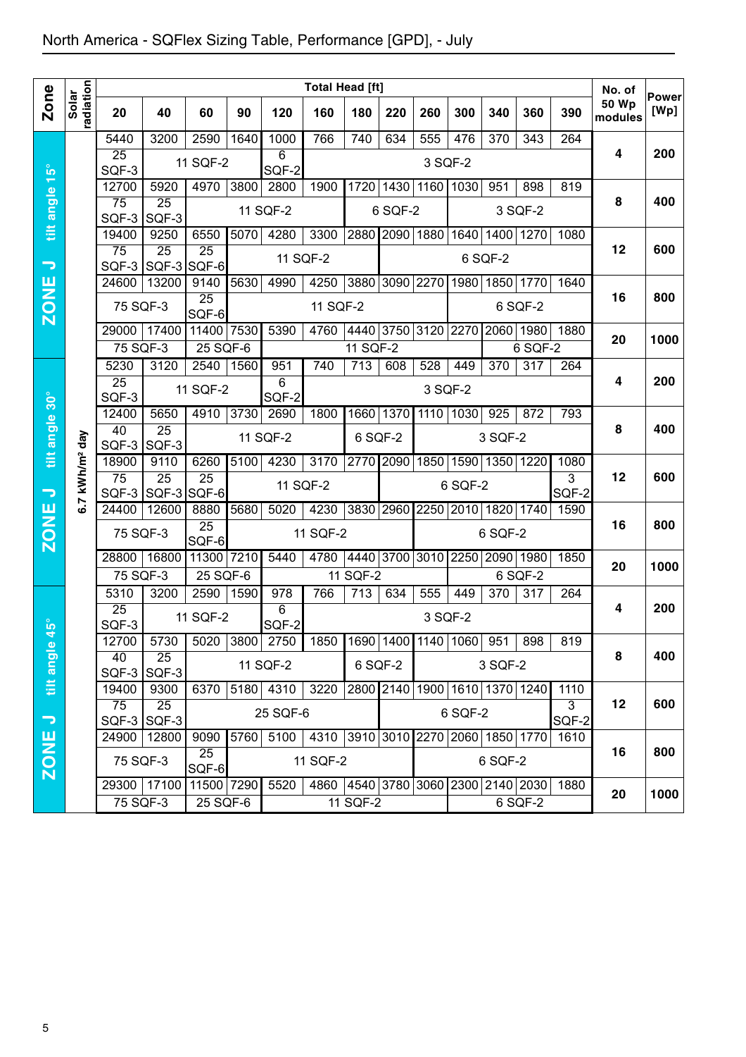North America - SQFlex Sizing Table, Performance [GPD], - July

| Zone | Solar radiation | Total Head [ft] 20 | 40 | 60 | 90 | 120 | 160 | 180 | 220 | 260 | 300 | 340 | 360 | 390 | No. of 50 Wp modules | Power [Wp] |
|---|---|---|---|---|---|---|---|---|---|---|---|---|---|---|---|---|
| ZONE J tilt angle 15° | 6.7 kWh/m² day | 5440 | 3200 | 2590 | 1640 | 1000 | 766 | 740 | 634 | 555 | 476 | 370 | 343 | 264 | 4 | 200 |
| | | 25 SQF-3 | 11 SQF-2 | | | 6 SQF-2 | 3 SQF-2 | | | | | | | | | |
| | | 12700 | 5920 | 4970 | 3800 | 2800 | 1900 | 1720 | 1430 | 1160 | 1030 | 951 | 898 | 819 | 8 | 400 |
| | | 75 SQF-3 | 25 SQF-3 | 11 SQF-2 | | | | 6 SQF-2 | | | 3 SQF-2 | | | | | |
| | | 19400 | 9250 | 6550 | 5070 | 4280 | 3300 | 2880 | 2090 | 1880 | 1640 | 1400 | 1270 | 1080 | 12 | 600 |
| | | 75 SQF-3 | 25 SQF-3 | 25 SQF-6 | 11 SQF-2 | | | | 6 SQF-2 | | | | | | | |
| | | 24600 | 13200 | 9140 | 5630 | 4990 | 4250 | 3880 | 3090 | 2270 | 1980 | 1850 | 1770 | 1640 | 16 | 800 |
| | | 75 SQF-3 | | 25 SQF-6 | 11 SQF-2 | | | | | | 6 SQF-2 | | | | | |
| | | 29000 | 17400 | 11400 | 7530 | 5390 | 4760 | 4440 | 3750 | 3120 | 2270 | 2060 | 1980 | 1880 | 20 | 1000 |
| | | 75 SQF-3 | | 25 SQF-6 | | 11 SQF-2 | | | | | | 6 SQF-2 | | | | |
| ZONE J tilt angle 30° | 6.7 kWh/m² day | 5230 | 3120 | 2540 | 1560 | 951 | 740 | 713 | 608 | 528 | 449 | 370 | 317 | 264 | 4 | 200 |
| | | 25 SQF-3 | 11 SQF-2 | | | 6 SQF-2 | 3 SQF-2 | | | | | | | | | |
| | | 12400 | 5650 | 4910 | 3730 | 2690 | 1800 | 1660 | 1370 | 1110 | 1030 | 925 | 872 | 793 | 8 | 400 |
| | | 40 SQF-3 | 25 SQF-3 | 11 SQF-2 | | | | 6 SQF-2 | | 3 SQF-2 | | | | | | |
| | | 18900 | 9110 | 6260 | 5100 | 4230 | 3170 | 2770 | 2090 | 1850 | 1590 | 1350 | 1220 | 1080 | 12 | 600 |
| | | 75 SQF-3 | 25 SQF-3 | 25 SQF-6 | 11 SQF-2 | | | | 6 SQF-2 | | | | | 3 SQF-2 | | |
| | | 24400 | 12600 | 8880 | 5680 | 5020 | 4230 | 3830 | 2960 | 2250 | 2010 | 1820 | 1740 | 1590 | 16 | 800 |
| | | 75 SQF-3 | | 25 SQF-6 | 11 SQF-2 | | | | | 6 SQF-2 | | | | | | |
| | | 28800 | 16800 | 11300 | 7210 | 5440 | 4780 | 4440 | 3700 | 3010 | 2250 | 2090 | 1980 | 1850 | 20 | 1000 |
| | | 75 SQF-3 | | 25 SQF-6 | | 11 SQF-2 | | | | | 6 SQF-2 | | | | | |
| ZONE J tilt angle 45° | 6.7 kWh/m² day | 5310 | 3200 | 2590 | 1590 | 978 | 766 | 713 | 634 | 555 | 449 | 370 | 317 | 264 | 4 | 200 |
| | | 25 SQF-3 | 11 SQF-2 | | | 6 SQF-2 | 3 SQF-2 | | | | | | | | | |
| | | 12700 | 5730 | 5020 | 3800 | 2750 | 1850 | 1690 | 1400 | 1140 | 1060 | 951 | 898 | 819 | 8 | 400 |
| | | 40 SQF-3 | 25 SQF-3 | 11 SQF-2 | | | | 6 SQF-2 | | 3 SQF-2 | | | | | | |
| | | 19400 | 9300 | 6370 | 5180 | 4310 | 3220 | 2800 | 2140 | 1900 | 1610 | 1370 | 1240 | 1110 | 12 | 600 |
| | | 75 SQF-3 | 25 SQF-3 | 25 SQF-6 | | | | | 6 SQF-2 | | | | | 3 SQF-2 | | |
| | | 24900 | 12800 | 9090 | 5760 | 5100 | 4310 | 3910 | 3010 | 2270 | 2060 | 1850 | 1770 | 1610 | 16 | 800 |
| | | 75 SQF-3 | | 25 SQF-6 | 11 SQF-2 | | | | | 6 SQF-2 | | | | | | |
| | | 29300 | 17100 | 11500 | 7290 | 5520 | 4860 | 4540 | 3780 | 3060 | 2300 | 2140 | 2030 | 1880 | 20 | 1000 |
| | | 75 SQF-3 | | 25 SQF-6 | | 11 SQF-2 | | | | | 6 SQF-2 | | | | | |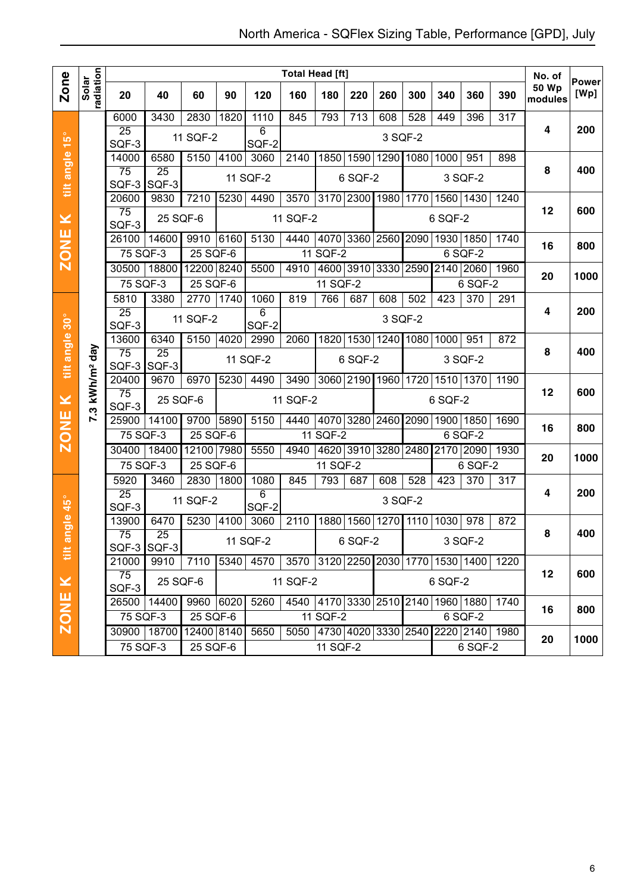# North America - SQFlex Sizing Table, Performance [GPD], July

| Zone | Solar radiation | 20 | 40 | 60 | 90 | 120 | 160 | 180 | 220 | 260 | 300 | 340 | 360 | 390 | No. of 50 Wp modules | Power [Wp] |
|---|---|---|---|---|---|---|---|---|---|---|---|---|---|---|---|---|
| | | **Total Head [ft]** | | | | | | | | | | | | | | |
| ZONE K tilt angle 15° | 7.3 kWh/m² day | 6000 | 3430 | 2830 | 1820 | 1110 | 845 | 793 | 713 | 608 | 528 | 449 | 396 | 317 | 4 | 200 |
| | | 25 SQF-3 | 11 SQF-2 | | | 6 SQF-2 | 3 SQF-2 | | | | | | | | | |
| | | 14000 | 6580 | 5150 | 4100 | 3060 | 2140 | 1850 | 1590 | 1290 | 1080 | 1000 | 951 | 898 | 8 | 400 |
| | | 75 SQF-3 | 25 SQF-3 | 11 SQF-2 | | | | 6 SQF-2 | | | 3 SQF-2 | | | | | |
| | | 20600 | 9830 | 7210 | 5230 | 4490 | 3570 | 3170 | 2300 | 1980 | 1770 | 1560 | 1430 | 1240 | 12 | 600 |
| | | 75 SQF-3 | 25 SQF-6 | | 11 SQF-2 | | | | | 6 SQF-2 | | | | | | |
| | | 26100 | 14600 | 9910 | 6160 | 5130 | 4440 | 4070 | 3360 | 2560 | 2090 | 1930 | 1850 | 1740 | 16 | 800 |
| | | 75 SQF-3 | | 25 SQF-6 | | 11 SQF-2 | | | | | 6 SQF-2 | | | | | |
| | | 30500 | 18800 | 12200 | 8240 | 5500 | 4910 | 4600 | 3910 | 3330 | 2590 | 2140 | 2060 | 1960 | 20 | 1000 |
| | | 75 SQF-3 | | 25 SQF-6 | | 11 SQF-2 | | | | | | 6 SQF-2 | | | | |
| ZONE K tilt angle 30° | 7.3 kWh/m² day | 5810 | 3380 | 2770 | 1740 | 1060 | 819 | 766 | 687 | 608 | 502 | 423 | 370 | 291 | 4 | 200 |
| | | 25 SQF-3 | 11 SQF-2 | | | 6 SQF-2 | 3 SQF-2 | | | | | | | | | |
| | | 13600 | 6340 | 5150 | 4020 | 2990 | 2060 | 1820 | 1530 | 1240 | 1080 | 1000 | 951 | 872 | 8 | 400 |
| | | 75 SQF-3 | 25 SQF-3 | 11 SQF-2 | | | | 6 SQF-2 | | | 3 SQF-2 | | | | | |
| | | 20400 | 9670 | 6970 | 5230 | 4490 | 3490 | 3060 | 2190 | 1960 | 1720 | 1510 | 1370 | 1190 | 12 | 600 |
| | | 75 SQF-3 | 25 SQF-6 | | 11 SQF-2 | | | | | 6 SQF-2 | | | | | | |
| | | 25900 | 14100 | 9700 | 5890 | 5150 | 4440 | 4070 | 3280 | 2460 | 2090 | 1900 | 1850 | 1690 | 16 | 800 |
| | | 75 SQF-3 | | 25 SQF-6 | | 11 SQF-2 | | | | | 6 SQF-2 | | | | | |
| | | 30400 | 18400 | 12100 | 7980 | 5550 | 4940 | 4620 | 3910 | 3280 | 2480 | 2170 | 2090 | 1930 | 20 | 1000 |
| | | 75 SQF-3 | | 25 SQF-6 | | 11 SQF-2 | | | | | | 6 SQF-2 | | | | |
| ZONE K tilt angle 45° | 7.3 kWh/m² day | 5920 | 3460 | 2830 | 1800 | 1080 | 845 | 793 | 687 | 608 | 528 | 423 | 370 | 317 | 4 | 200 |
| | | 25 SQF-3 | 11 SQF-2 | | | 6 SQF-2 | 3 SQF-2 | | | | | | | | | |
| | | 13900 | 6470 | 5230 | 4100 | 3060 | 2110 | 1880 | 1560 | 1270 | 1110 | 1030 | 978 | 872 | 8 | 400 |
| | | 75 SQF-3 | 25 SQF-3 | 11 SQF-2 | | | | 6 SQF-2 | | | 3 SQF-2 | | | | | |
| | | 21000 | 9910 | 7110 | 5340 | 4570 | 3570 | 3120 | 2250 | 2030 | 1770 | 1530 | 1400 | 1220 | 12 | 600 |
| | | 75 SQF-3 | 25 SQF-6 | | 11 SQF-2 | | | | | 6 SQF-2 | | | | | | |
| | | 26500 | 14400 | 9960 | 6020 | 5260 | 4540 | 4170 | 3330 | 2510 | 2140 | 1960 | 1880 | 1740 | 16 | 800 |
| | | 75 SQF-3 | | 25 SQF-6 | | 11 SQF-2 | | | | | 6 SQF-2 | | | | | |
| | | 30900 | 18700 | 12400 | 8140 | 5650 | 5050 | 4730 | 4020 | 3330 | 2540 | 2220 | 2140 | 1980 | 20 | 1000 |
| | | 75 SQF-3 | | 25 SQF-6 | | 11 SQF-2 | | | | | | 6 SQF-2 | | | | |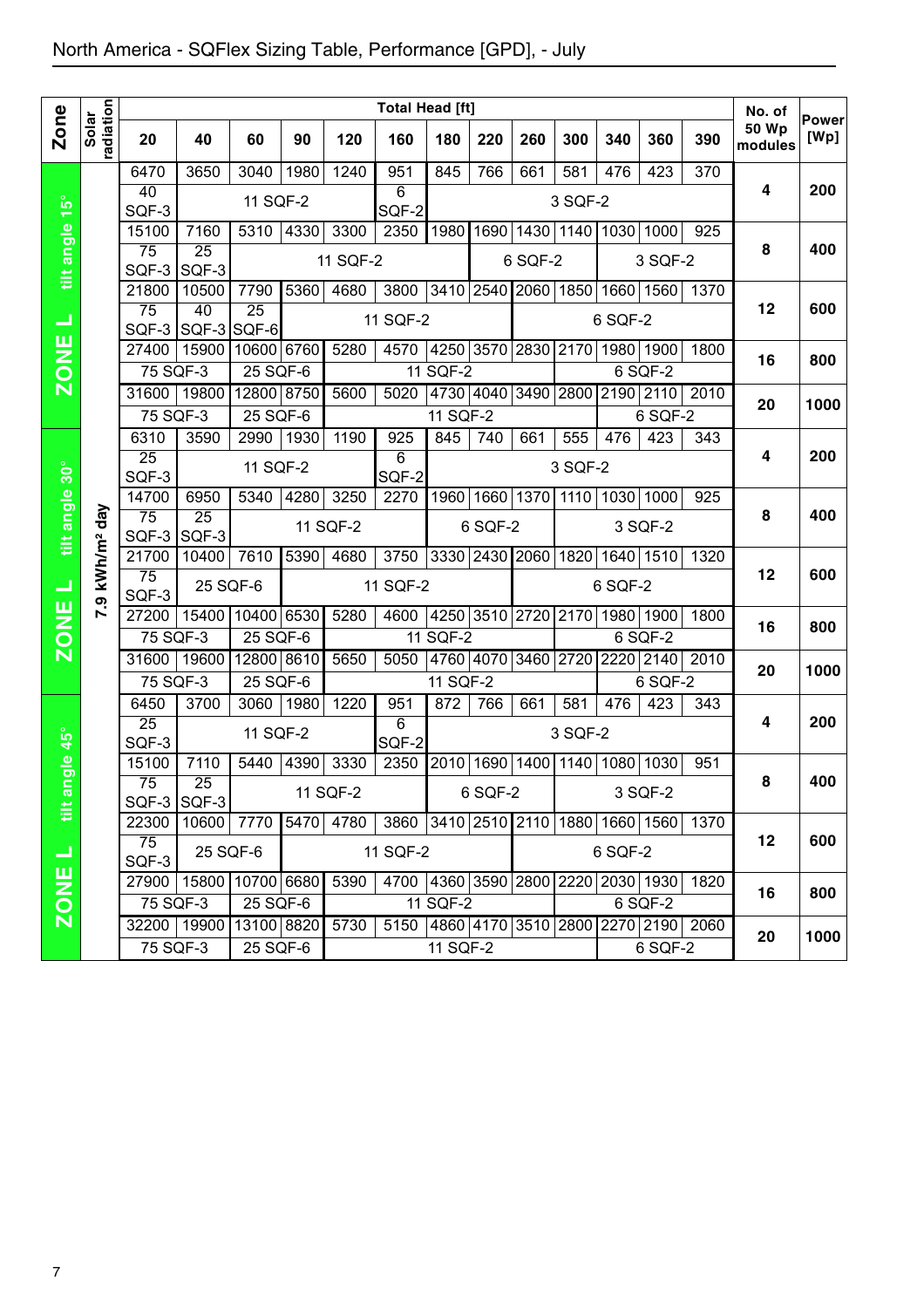# North America - SQFlex Sizing Table, Performance [GPD], - July

| Zone | Solar radiation | 20 | 40 | 60 | 90 | 120 | 160 | 180 | 220 | 260 | 300 | 340 | 360 | 390 | No. of 50 Wp modules | Power [Wp] |
|---|---|---|---|---|---|---|---|---|---|---|---|---|---|---|---|---|
| | | **Total Head [ft]** | | | | | | | | | | | | | | |
| ZONE L tilt angle 15° | 7.9 kWh/m² day | 6470 | 3650 | 3040 | 1980 | 1240 | 951 | 845 | 766 | 661 | 581 | 476 | 423 | 370 | 4 | 200 |
| | | 40 SQF-3 | 11 SQF-2 | | | | 6 SQF-2 | 3 SQF-2 | | | | | | | | |
| | | 15100 | 7160 | 5310 | 4330 | 3300 | 2350 | 1980 | 1690 | 1430 | 1140 | 1030 | 1000 | 925 | 8 | 400 |
| | | 75 SQF-3 | 25 SQF-3 | 11 SQF-2 | | | | | 6 SQF-2 | | | 3 SQF-2 | | | | |
| | | 21800 | 10500 | 7790 | 5360 | 4680 | 3800 | 3410 | 2540 | 2060 | 1850 | 1660 | 1560 | 1370 | 12 | 600 |
| | | 75 SQF-3 | 40 SQF-3 | 25 SQF-6 | 11 SQF-2 | | | | | 6 SQF-2 | | | | | | |
| | | 27400 | 15900 | 10600 | 6760 | 5280 | 4570 | 4250 | 3570 | 2830 | 2170 | 1980 | 1900 | 1800 | 16 | 800 |
| | | 75 SQF-3 | | 25 SQF-6 | | 11 SQF-2 | | | | | 6 SQF-2 | | | | | |
| | | 31600 | 19800 | 12800 | 8750 | 5600 | 5020 | 4730 | 4040 | 3490 | 2800 | 2190 | 2110 | 2010 | 20 | 1000 |
| | | 75 SQF-3 | | 25 SQF-6 | | 11 SQF-2 | | | | | | 6 SQF-2 | | | | |
| ZONE L tilt angle 30° | 7.9 kWh/m² day | 6310 | 3590 | 2990 | 1930 | 1190 | 925 | 845 | 740 | 661 | 555 | 476 | 423 | 343 | 4 | 200 |
| | | 25 SQF-3 | 11 SQF-2 | | | | 6 SQF-2 | 3 SQF-2 | | | | | | | | |
| | | 14700 | 6950 | 5340 | 4280 | 3250 | 2270 | 1960 | 1660 | 1370 | 1110 | 1030 | 1000 | 925 | 8 | 400 |
| | | 75 SQF-3 | 25 SQF-3 | 11 SQF-2 | | | | 6 SQF-2 | | | 3 SQF-2 | | | | | |
| | | 21700 | 10400 | 7610 | 5390 | 4680 | 3750 | 3330 | 2430 | 2060 | 1820 | 1640 | 1510 | 1320 | 12 | 600 |
| | | 75 SQF-3 | 25 SQF-6 | | 11 SQF-2 | | | | | 6 SQF-2 | | | | | | |
| | | 27200 | 15400 | 10400 | 6530 | 5280 | 4600 | 4250 | 3510 | 2720 | 2170 | 1980 | 1900 | 1800 | 16 | 800 |
| | | 75 SQF-3 | | 25 SQF-6 | | 11 SQF-2 | | | | | 6 SQF-2 | | | | | |
| | | 31600 | 19600 | 12800 | 8610 | 5650 | 5050 | 4760 | 4070 | 3460 | 2720 | 2220 | 2140 | 2010 | 20 | 1000 |
| | | 75 SQF-3 | | 25 SQF-6 | | 11 SQF-2 | | | | | | 6 SQF-2 | | | | |
| ZONE L tilt angle 45° | 7.9 kWh/m² day | 6450 | 3700 | 3060 | 1980 | 1220 | 951 | 872 | 766 | 661 | 581 | 476 | 423 | 343 | 4 | 200 |
| | | 25 SQF-3 | 11 SQF-2 | | | | 6 SQF-2 | 3 SQF-2 | | | | | | | | |
| | | 15100 | 7110 | 5440 | 4390 | 3330 | 2350 | 2010 | 1690 | 1400 | 1140 | 1080 | 1030 | 951 | 8 | 400 |
| | | 75 SQF-3 | 25 SQF-3 | 11 SQF-2 | | | | 6 SQF-2 | | | 3 SQF-2 | | | | | |
| | | 22300 | 10600 | 7770 | 5470 | 4780 | 3860 | 3410 | 2510 | 2110 | 1880 | 1660 | 1560 | 1370 | 12 | 600 |
| | | 75 SQF-3 | 25 SQF-6 | | 11 SQF-2 | | | | | 6 SQF-2 | | | | | | |
| | | 27900 | 15800 | 10700 | 6680 | 5390 | 4700 | 4360 | 3590 | 2800 | 2220 | 2030 | 1930 | 1820 | 16 | 800 |
| | | 75 SQF-3 | | 25 SQF-6 | | 11 SQF-2 | | | | | 6 SQF-2 | | | | | |
| | | 32200 | 19900 | 13100 | 8820 | 5730 | 5150 | 4860 | 4170 | 3510 | 2800 | 2270 | 2190 | 2060 | 20 | 1000 |
| | | 75 SQF-3 | | 25 SQF-6 | | 11 SQF-2 | | | | | | 6 SQF-2 | | | | |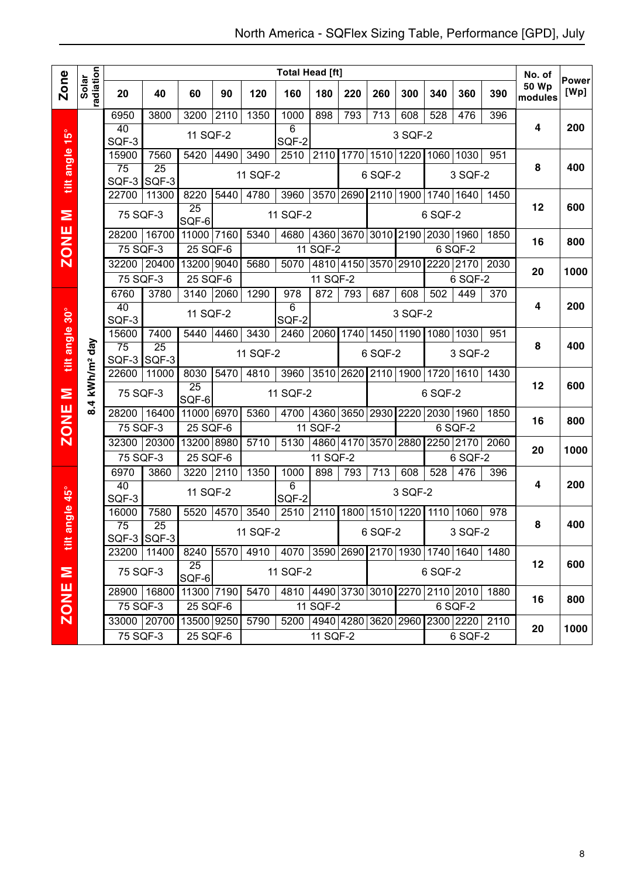# North America - SQFlex Sizing Table, Performance [GPD], July

| Zone | Solar radiation | 20 | 40 | 60 | 90 | 120 | 160 | 180 | 220 | 260 | 300 | 340 | 360 | 390 | No. of 50 Wp modules | Power [Wp] |
|---|---|---|---|---|---|---|---|---|---|---|---|---|---|---|---|---|
| | | **Total Head [ft]** | | | | | | | | | | | | | | |
| ZONE M tilt angle 15° | 8.4 kWh/m² day | 6950 | 3800 | 3200 | 2110 | 1350 | 1000 | 898 | 793 | 713 | 608 | 528 | 476 | 396 | 4 | 200 |
| | | 40 SQF-3 | 11 SQF-2 | | | | 6 SQF-2 | 3 SQF-2 | | | | | | | | |
| | | 15900 | 7560 | 5420 | 4490 | 3490 | 2510 | 2110 | 1770 | 1510 | 1220 | 1060 | 1030 | 951 | 8 | 400 |
| | | 75 SQF-3 | 25 SQF-3 | 11 SQF-2 | | | | | 6 SQF-2 | | | 3 SQF-2 | | | | |
| | | 22700 | 11300 | 8220 | 5440 | 4780 | 3960 | 3570 | 2690 | 2110 | 1900 | 1740 | 1640 | 1450 | 12 | 600 |
| | | 75 SQF-3 | | 25 SQF-6 | 11 SQF-2 | | | | | 6 SQF-2 | | | | | | |
| | | 28200 | 16700 | 11000 | 7160 | 5340 | 4680 | 4360 | 3670 | 3010 | 2190 | 2030 | 1960 | 1850 | 16 | 800 |
| | | 75 SQF-3 | | 25 SQF-6 | | 11 SQF-2 | | | | | 6 SQF-2 | | | | | |
| | | 32200 | 20400 | 13200 | 9040 | 5680 | 5070 | 4810 | 4150 | 3570 | 2910 | 2220 | 2170 | 2030 | 20 | 1000 |
| | | 75 SQF-3 | | 25 SQF-6 | | 11 SQF-2 | | | | | | 6 SQF-2 | | | | |
| ZONE M tilt angle 30° | 8.4 kWh/m² day | 6760 | 3780 | 3140 | 2060 | 1290 | 978 | 872 | 793 | 687 | 608 | 502 | 449 | 370 | 4 | 200 |
| | | 40 SQF-3 | 11 SQF-2 | | | | 6 SQF-2 | 3 SQF-2 | | | | | | | | |
| | | 15600 | 7400 | 5440 | 4460 | 3430 | 2460 | 2060 | 1740 | 1450 | 1190 | 1080 | 1030 | 951 | 8 | 400 |
| | | 75 SQF-3 | 25 SQF-3 | 11 SQF-2 | | | | | 6 SQF-2 | | | 3 SQF-2 | | | | |
| | | 22600 | 11000 | 8030 | 5470 | 4810 | 3960 | 3510 | 2620 | 2110 | 1900 | 1720 | 1610 | 1430 | 12 | 600 |
| | | 75 SQF-3 | | 25 SQF-6 | 11 SQF-2 | | | | | 6 SQF-2 | | | | | | |
| | | 28200 | 16400 | 11000 | 6970 | 5360 | 4700 | 4360 | 3650 | 2930 | 2220 | 2030 | 1960 | 1850 | 16 | 800 |
| | | 75 SQF-3 | | 25 SQF-6 | | 11 SQF-2 | | | | | 6 SQF-2 | | | | | |
| | | 32300 | 20300 | 13200 | 8980 | 5710 | 5130 | 4860 | 4170 | 3570 | 2880 | 2250 | 2170 | 2060 | 20 | 1000 |
| | | 75 SQF-3 | | 25 SQF-6 | | 11 SQF-2 | | | | | | 6 SQF-2 | | | | |
| ZONE M tilt angle 45° | 8.4 kWh/m² day | 6970 | 3860 | 3220 | 2110 | 1350 | 1000 | 898 | 793 | 713 | 608 | 528 | 476 | 396 | 4 | 200 |
| | | 40 SQF-3 | 11 SQF-2 | | | | 6 SQF-2 | 3 SQF-2 | | | | | | | | |
| | | 16000 | 7580 | 5520 | 4570 | 3540 | 2510 | 2110 | 1800 | 1510 | 1220 | 1110 | 1060 | 978 | 8 | 400 |
| | | 75 SQF-3 | 25 SQF-3 | 11 SQF-2 | | | | | 6 SQF-2 | | | 3 SQF-2 | | | | |
| | | 23200 | 11400 | 8240 | 5570 | 4910 | 4070 | 3590 | 2690 | 2170 | 1930 | 1740 | 1640 | 1480 | 12 | 600 |
| | | 75 SQF-3 | | 25 SQF-6 | 11 SQF-2 | | | | | 6 SQF-2 | | | | | | |
| | | 28900 | 16800 | 11300 | 7190 | 5470 | 4810 | 4490 | 3730 | 3010 | 2270 | 2110 | 2010 | 1880 | 16 | 800 |
| | | 75 SQF-3 | | 25 SQF-6 | | 11 SQF-2 | | | | | 6 SQF-2 | | | | | |
| | | 33000 | 20700 | 13500 | 9250 | 5790 | 5200 | 4940 | 4280 | 3620 | 2960 | 2300 | 2220 | 2110 | 20 | 1000 |
| | | 75 SQF-3 | | 25 SQF-6 | | 11 SQF-2 | | | | | | 6 SQF-2 | | | | |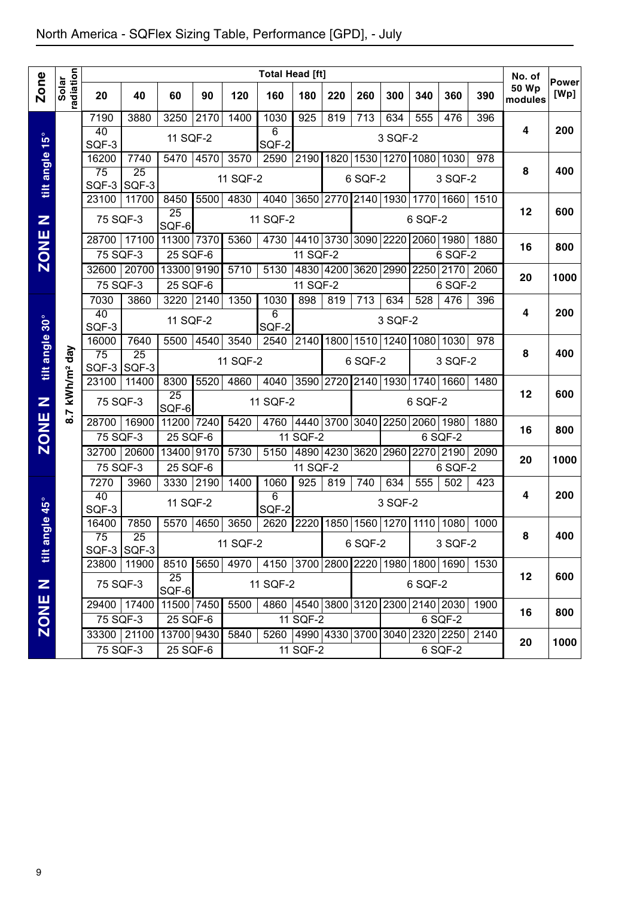# North America - SQFlex Sizing Table, Performance [GPD], - July

| Zone | Solar radiation | 20 | 40 | 60 | 90 | 120 | 160 | 180 | 220 | 260 | 300 | 340 | 360 | 390 | No. of 50 Wp modules | Power [Wp] |
|---|---|---|---|---|---|---|---|---|---|---|---|---|---|---|---|---|
| | | Total Head [ft] | | | | | | | | | | | | | | |
| ZONE N tilt angle 15° | 8.7 kWh/m² day | 7190 | 3880 | 3250 | 2170 | 1400 | 1030 | 925 | 819 | 713 | 634 | 555 | 476 | 396 | 4 | 200 |
| | | 40 SQF-3 | 11 SQF-2 | | | | 6 SQF-2 | 3 SQF-2 | | | | | | | | |
| | | 16200 | 7740 | 5470 | 4570 | 3570 | 2590 | 2190 | 1820 | 1530 | 1270 | 1080 | 1030 | 978 | 8 | 400 |
| | | 75 SQF-3 | 25 SQF-3 | 11 SQF-2 | | | | | 6 SQF-2 | | | 3 SQF-2 | | | | |
| | | 23100 | 11700 | 8450 | 5500 | 4830 | 4040 | 3650 | 2770 | 2140 | 1930 | 1770 | 1660 | 1510 | 12 | 600 |
| | | 75 SQF-3 | | 25 SQF-6 | 11 SQF-2 | | | | | 6 SQF-2 | | | | | | |
| | | 28700 | 17100 | 11300 | 7370 | 5360 | 4730 | 4410 | 3730 | 3090 | 2220 | 2060 | 1980 | 1880 | 16 | 800 |
| | | 75 SQF-3 | | 25 SQF-6 | | 11 SQF-2 | | | | | 6 SQF-2 | | | | | |
| | | 32600 | 20700 | 13300 | 9190 | 5710 | 5130 | 4830 | 4200 | 3620 | 2990 | 2250 | 2170 | 2060 | 20 | 1000 |
| | | 75 SQF-3 | | 25 SQF-6 | | 11 SQF-2 | | | | | 6 SQF-2 | | | | | |
| ZONE N tilt angle 30° | 8.7 kWh/m² day | 7030 | 3860 | 3220 | 2140 | 1350 | 1030 | 898 | 819 | 713 | 634 | 528 | 476 | 396 | 4 | 200 |
| | | 40 SQF-3 | 11 SQF-2 | | | | 6 SQF-2 | 3 SQF-2 | | | | | | | | |
| | | 16000 | 7640 | 5500 | 4540 | 3540 | 2540 | 2140 | 1800 | 1510 | 1240 | 1080 | 1030 | 978 | 8 | 400 |
| | | 75 SQF-3 | 25 SQF-3 | 11 SQF-2 | | | | | 6 SQF-2 | | | 3 SQF-2 | | | | |
| | | 23100 | 11400 | 8300 | 5520 | 4860 | 4040 | 3590 | 2720 | 2140 | 1930 | 1740 | 1660 | 1480 | 12 | 600 |
| | | 75 SQF-3 | | 25 SQF-6 | 11 SQF-2 | | | | | 6 SQF-2 | | | | | | |
| | | 28700 | 16900 | 11200 | 7240 | 5420 | 4760 | 4440 | 3700 | 3040 | 2250 | 2060 | 1980 | 1880 | 16 | 800 |
| | | 75 SQF-3 | | 25 SQF-6 | | 11 SQF-2 | | | | | 6 SQF-2 | | | | | |
| | | 32700 | 20600 | 13400 | 9170 | 5730 | 5150 | 4890 | 4230 | 3620 | 2960 | 2270 | 2190 | 2090 | 20 | 1000 |
| | | 75 SQF-3 | | 25 SQF-6 | | 11 SQF-2 | | | | | 6 SQF-2 | | | | | |
| ZONE N tilt angle 45° | 8.7 kWh/m² day | 7270 | 3960 | 3330 | 2190 | 1400 | 1060 | 925 | 819 | 740 | 634 | 555 | 502 | 423 | 4 | 200 |
| | | 40 SQF-3 | 11 SQF-2 | | | | 6 SQF-2 | 3 SQF-2 | | | | | | | | |
| | | 16400 | 7850 | 5570 | 4650 | 3650 | 2620 | 2220 | 1850 | 1560 | 1270 | 1110 | 1080 | 1000 | 8 | 400 |
| | | 75 SQF-3 | 25 SQF-3 | 11 SQF-2 | | | | | 6 SQF-2 | | | 3 SQF-2 | | | | |
| | | 23800 | 11900 | 8510 | 5650 | 4970 | 4150 | 3700 | 2800 | 2220 | 1980 | 1800 | 1690 | 1530 | 12 | 600 |
| | | 75 SQF-3 | | 25 SQF-6 | 11 SQF-2 | | | | | 6 SQF-2 | | | | | | |
| | | 29400 | 17400 | 11500 | 7450 | 5500 | 4860 | 4540 | 3800 | 3120 | 2300 | 2140 | 2030 | 1900 | 16 | 800 |
| | | 75 SQF-3 | | 25 SQF-6 | | 11 SQF-2 | | | | | 6 SQF-2 | | | | | |
| | | 33300 | 21100 | 13700 | 9430 | 5840 | 5260 | 4990 | 4330 | 3700 | 3040 | 2320 | 2250 | 2140 | 20 | 1000 |
| | | 75 SQF-3 | | 25 SQF-6 | | 11 SQF-2 | | | | | 6 SQF-2 | | | | | |